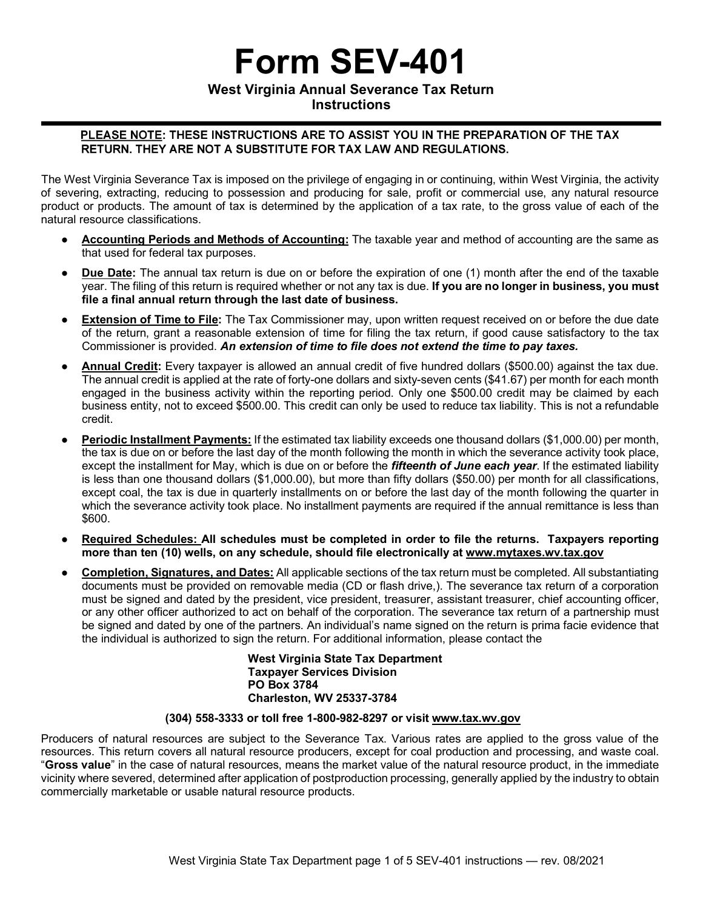# Form SEV-401

**West Virginia Annual Severance Tax Return**
**Instructions**

**PLEASE NOTE: THESE INSTRUCTIONS ARE TO ASSIST YOU IN THE PREPARATION OF THE TAX RETURN. THEY ARE NOT A SUBSTITUTE FOR TAX LAW AND REGULATIONS.**

The West Virginia Severance Tax is imposed on the privilege of engaging in or continuing, within West Virginia, the activity of severing, extracting, reducing to possession and producing for sale, profit or commercial use, any natural resource product or products. The amount of tax is determined by the application of a tax rate, to the gross value of each of the natural resource classifications.

- **Accounting Periods and Methods of Accounting:** The taxable year and method of accounting are the same as that used for federal tax purposes.
- **Due Date:** The annual tax return is due on or before the expiration of one (1) month after the end of the taxable year. The filing of this return is required whether or not any tax is due. **If you are no longer in business, you must file a final annual return through the last date of business.**
- **Extension of Time to File:** The Tax Commissioner may, upon written request received on or before the due date of the return, grant a reasonable extension of time for filing the tax return, if good cause satisfactory to the tax Commissioner is provided. ***An extension of time to file does not extend the time to pay taxes.***
- **Annual Credit:** Every taxpayer is allowed an annual credit of five hundred dollars ($500.00) against the tax due. The annual credit is applied at the rate of forty-one dollars and sixty-seven cents ($41.67) per month for each month engaged in the business activity within the reporting period. Only one $500.00 credit may be claimed by each business entity, not to exceed $500.00. This credit can only be used to reduce tax liability. This is not a refundable credit.
- **Periodic Installment Payments:** If the estimated tax liability exceeds one thousand dollars ($1,000.00) per month, the tax is due on or before the last day of the month following the month in which the severance activity took place, except the installment for May, which is due on or before the ***fifteenth of June each year***. If the estimated liability is less than one thousand dollars ($1,000.00), but more than fifty dollars ($50.00) per month for all classifications, except coal, the tax is due in quarterly installments on or before the last day of the month following the quarter in which the severance activity took place. No installment payments are required if the annual remittance is less than $600.
- **Required Schedules: All schedules must be completed in order to file the returns. Taxpayers reporting more than ten (10) wells, on any schedule, should file electronically at www.mytaxes.wv.tax.gov**
- **Completion, Signatures, and Dates:** All applicable sections of the tax return must be completed. All substantiating documents must be provided on removable media (CD or flash drive,). The severance tax return of a corporation must be signed and dated by the president, vice president, treasurer, assistant treasurer, chief accounting officer, or any other officer authorized to act on behalf of the corporation. The severance tax return of a partnership must be signed and dated by one of the partners. An individual's name signed on the return is prima facie evidence that the individual is authorized to sign the return. For additional information, please contact the

  **West Virginia State Tax Department**
  **Taxpayer Services Division**
  **PO Box 3784**
  **Charleston, WV 25337-3784**

  **(304) 558-3333 or toll free 1-800-982-8297 or visit www.tax.wv.gov**

Producers of natural resources are subject to the Severance Tax. Various rates are applied to the gross value of the resources. This return covers all natural resource producers, except for coal production and processing, and waste coal. "**Gross value**" in the case of natural resources, means the market value of the natural resource product, in the immediate vicinity where severed, determined after application of postproduction processing, generally applied by the industry to obtain commercially marketable or usable natural resource products.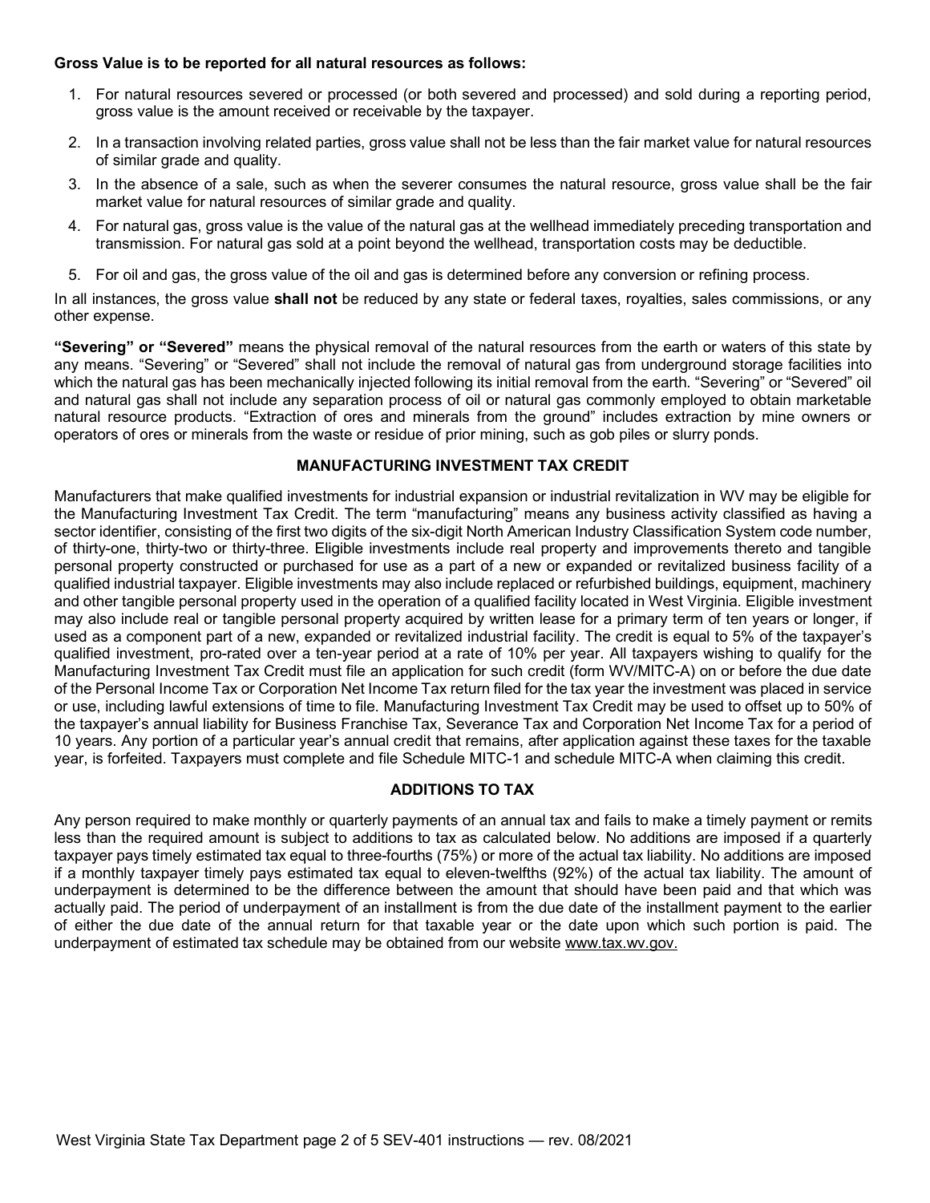**Gross Value is to be reported for all natural resources as follows:**

1. For natural resources severed or processed (or both severed and processed) and sold during a reporting period, gross value is the amount received or receivable by the taxpayer.
2. In a transaction involving related parties, gross value shall not be less than the fair market value for natural resources of similar grade and quality.
3. In the absence of a sale, such as when the severer consumes the natural resource, gross value shall be the fair market value for natural resources of similar grade and quality.
4. For natural gas, gross value is the value of the natural gas at the wellhead immediately preceding transportation and transmission. For natural gas sold at a point beyond the wellhead, transportation costs may be deductible.
5. For oil and gas, the gross value of the oil and gas is determined before any conversion or refining process.

In all instances, the gross value **shall not** be reduced by any state or federal taxes, royalties, sales commissions, or any other expense.

**"Severing" or "Severed"** means the physical removal of the natural resources from the earth or waters of this state by any means. "Severing" or "Severed" shall not include the removal of natural gas from underground storage facilities into which the natural gas has been mechanically injected following its initial removal from the earth. "Severing" or "Severed" oil and natural gas shall not include any separation process of oil or natural gas commonly employed to obtain marketable natural resource products. "Extraction of ores and minerals from the ground" includes extraction by mine owners or operators of ores or minerals from the waste or residue of prior mining, such as gob piles or slurry ponds.

## MANUFACTURING INVESTMENT TAX CREDIT

Manufacturers that make qualified investments for industrial expansion or industrial revitalization in WV may be eligible for the Manufacturing Investment Tax Credit. The term "manufacturing" means any business activity classified as having a sector identifier, consisting of the first two digits of the six-digit North American Industry Classification System code number, of thirty-one, thirty-two or thirty-three. Eligible investments include real property and improvements thereto and tangible personal property constructed or purchased for use as a part of a new or expanded or revitalized business facility of a qualified industrial taxpayer. Eligible investments may also include replaced or refurbished buildings, equipment, machinery and other tangible personal property used in the operation of a qualified facility located in West Virginia. Eligible investment may also include real or tangible personal property acquired by written lease for a primary term of ten years or longer, if used as a component part of a new, expanded or revitalized industrial facility. The credit is equal to 5% of the taxpayer's qualified investment, pro-rated over a ten-year period at a rate of 10% per year. All taxpayers wishing to qualify for the Manufacturing Investment Tax Credit must file an application for such credit (form WV/MITC-A) on or before the due date of the Personal Income Tax or Corporation Net Income Tax return filed for the tax year the investment was placed in service or use, including lawful extensions of time to file. Manufacturing Investment Tax Credit may be used to offset up to 50% of the taxpayer's annual liability for Business Franchise Tax, Severance Tax and Corporation Net Income Tax for a period of 10 years. Any portion of a particular year's annual credit that remains, after application against these taxes for the taxable year, is forfeited. Taxpayers must complete and file Schedule MITC-1 and schedule MITC-A when claiming this credit.

## ADDITIONS TO TAX

Any person required to make monthly or quarterly payments of an annual tax and fails to make a timely payment or remits less than the required amount is subject to additions to tax as calculated below. No additions are imposed if a quarterly taxpayer pays timely estimated tax equal to three-fourths (75%) or more of the actual tax liability. No additions are imposed if a monthly taxpayer timely pays estimated tax equal to eleven-twelfths (92%) of the actual tax liability. The amount of underpayment is determined to be the difference between the amount that should have been paid and that which was actually paid. The period of underpayment of an installment is from the due date of the installment payment to the earlier of either the due date of the annual return for that taxable year or the date upon which such portion is paid. The underpayment of estimated tax schedule may be obtained from our website www.tax.wv.gov.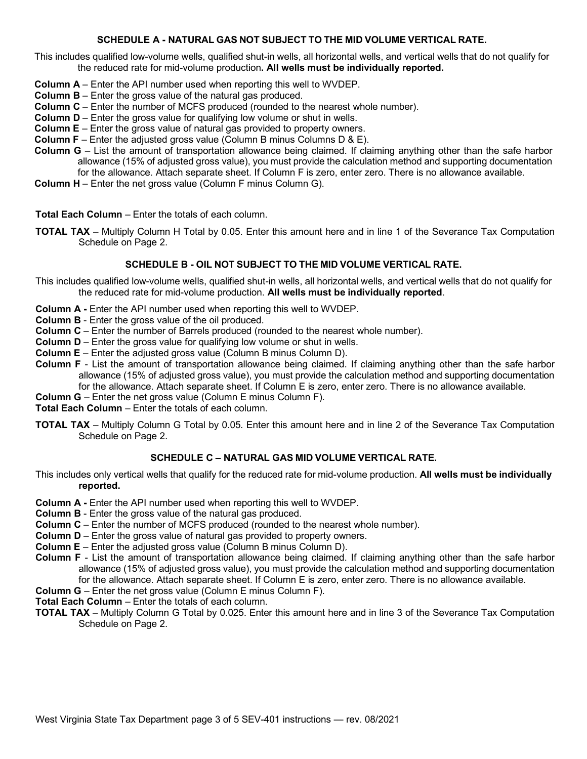### SCHEDULE A - NATURAL GAS NOT SUBJECT TO THE MID VOLUME VERTICAL RATE.

This includes qualified low-volume wells, qualified shut-in wells, all horizontal wells, and vertical wells that do not qualify for the reduced rate for mid-volume production**. All wells must be individually reported.**

**Column A** – Enter the API number used when reporting this well to WVDEP.
**Column B** – Enter the gross value of the natural gas produced.
**Column C** – Enter the number of MCFS produced (rounded to the nearest whole number).
**Column D** – Enter the gross value for qualifying low volume or shut in wells.
**Column E** – Enter the gross value of natural gas provided to property owners.
**Column F** – Enter the adjusted gross value (Column B minus Columns D & E).
**Column G** – List the amount of transportation allowance being claimed. If claiming anything other than the safe harbor allowance (15% of adjusted gross value), you must provide the calculation method and supporting documentation for the allowance. Attach separate sheet. If Column F is zero, enter zero. There is no allowance available.
**Column H** – Enter the net gross value (Column F minus Column G).

**Total Each Column** – Enter the totals of each column.

**TOTAL TAX** – Multiply Column H Total by 0.05. Enter this amount here and in line 1 of the Severance Tax Computation Schedule on Page 2.

### SCHEDULE B - OIL NOT SUBJECT TO THE MID VOLUME VERTICAL RATE.

This includes qualified low-volume wells, qualified shut-in wells, all horizontal wells, and vertical wells that do not qualify for the reduced rate for mid-volume production. **All wells must be individually reported**.

**Column A -** Enter the API number used when reporting this well to WVDEP.
**Column B** - Enter the gross value of the oil produced.
**Column C** – Enter the number of Barrels produced (rounded to the nearest whole number).
**Column D** – Enter the gross value for qualifying low volume or shut in wells.
**Column E** – Enter the adjusted gross value (Column B minus Column D).
**Column F** - List the amount of transportation allowance being claimed. If claiming anything other than the safe harbor allowance (15% of adjusted gross value), you must provide the calculation method and supporting documentation for the allowance. Attach separate sheet. If Column E is zero, enter zero. There is no allowance available.
**Column G** – Enter the net gross value (Column E minus Column F).
**Total Each Column** – Enter the totals of each column.

**TOTAL TAX** – Multiply Column G Total by 0.05. Enter this amount here and in line 2 of the Severance Tax Computation Schedule on Page 2.

### SCHEDULE C – NATURAL GAS MID VOLUME VERTICAL RATE.

This includes only vertical wells that qualify for the reduced rate for mid-volume production. **All wells must be individually reported.**

**Column A -** Enter the API number used when reporting this well to WVDEP.
**Column B** - Enter the gross value of the natural gas produced.
**Column C** – Enter the number of MCFS produced (rounded to the nearest whole number).
**Column D** – Enter the gross value of natural gas provided to property owners.
**Column E** – Enter the adjusted gross value (Column B minus Column D).
**Column F** - List the amount of transportation allowance being claimed. If claiming anything other than the safe harbor allowance (15% of adjusted gross value), you must provide the calculation method and supporting documentation for the allowance. Attach separate sheet. If Column E is zero, enter zero. There is no allowance available.
**Column G** – Enter the net gross value (Column E minus Column F).
**Total Each Column** – Enter the totals of each column.
**TOTAL TAX** – Multiply Column G Total by 0.025. Enter this amount here and in line 3 of the Severance Tax Computation Schedule on Page 2.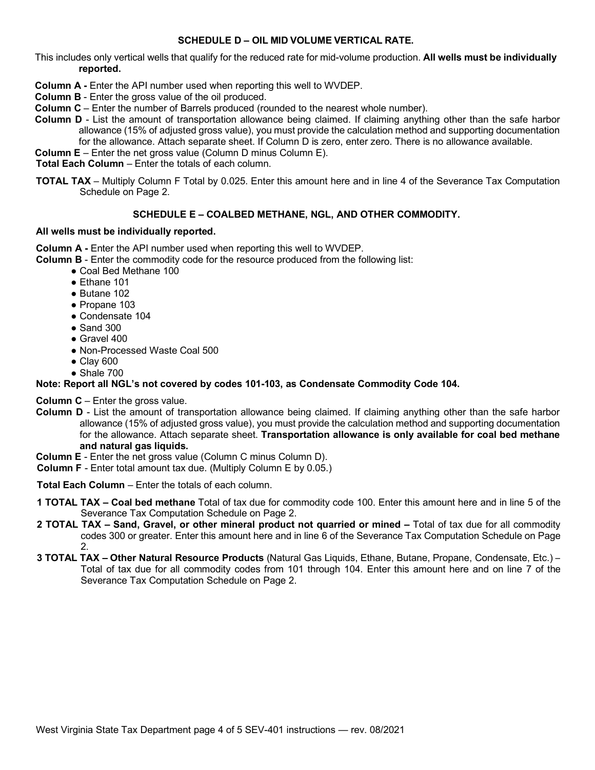### SCHEDULE D – OIL MID VOLUME VERTICAL RATE.

This includes only vertical wells that qualify for the reduced rate for mid-volume production. **All wells must be individually reported.**

**Column A -** Enter the API number used when reporting this well to WVDEP.

**Column B** - Enter the gross value of the oil produced.

**Column C** – Enter the number of Barrels produced (rounded to the nearest whole number).

**Column D** - List the amount of transportation allowance being claimed. If claiming anything other than the safe harbor allowance (15% of adjusted gross value), you must provide the calculation method and supporting documentation for the allowance. Attach separate sheet. If Column D is zero, enter zero. There is no allowance available.

**Column E** – Enter the net gross value (Column D minus Column E).

**Total Each Column** – Enter the totals of each column.

**TOTAL TAX** – Multiply Column F Total by 0.025. Enter this amount here and in line 4 of the Severance Tax Computation Schedule on Page 2.

### SCHEDULE E – COALBED METHANE, NGL, AND OTHER COMMODITY.

**All wells must be individually reported.**

**Column A -** Enter the API number used when reporting this well to WVDEP.

**Column B** - Enter the commodity code for the resource produced from the following list:

- Coal Bed Methane 100
- Ethane 101
- Butane 102
- Propane 103
- Condensate 104
- Sand 300
- Gravel 400
- Non-Processed Waste Coal 500
- Clay 600
- Shale 700

**Note: Report all NGL's not covered by codes 101-103, as Condensate Commodity Code 104.**

**Column C** – Enter the gross value.

**Column D** - List the amount of transportation allowance being claimed. If claiming anything other than the safe harbor allowance (15% of adjusted gross value), you must provide the calculation method and supporting documentation for the allowance. Attach separate sheet. **Transportation allowance is only available for coal bed methane and natural gas liquids.**

**Column E** - Enter the net gross value (Column C minus Column D).

**Column F** - Enter total amount tax due. (Multiply Column E by 0.05.)

**Total Each Column** – Enter the totals of each column.

**1 TOTAL TAX – Coal bed methane** Total of tax due for commodity code 100. Enter this amount here and in line 5 of the Severance Tax Computation Schedule on Page 2.

**2 TOTAL TAX – Sand, Gravel, or other mineral product not quarried or mined –** Total of tax due for all commodity codes 300 or greater. Enter this amount here and in line 6 of the Severance Tax Computation Schedule on Page 2.

**3 TOTAL TAX – Other Natural Resource Products** (Natural Gas Liquids, Ethane, Butane, Propane, Condensate, Etc.) – Total of tax due for all commodity codes from 101 through 104. Enter this amount here and on line 7 of the Severance Tax Computation Schedule on Page 2.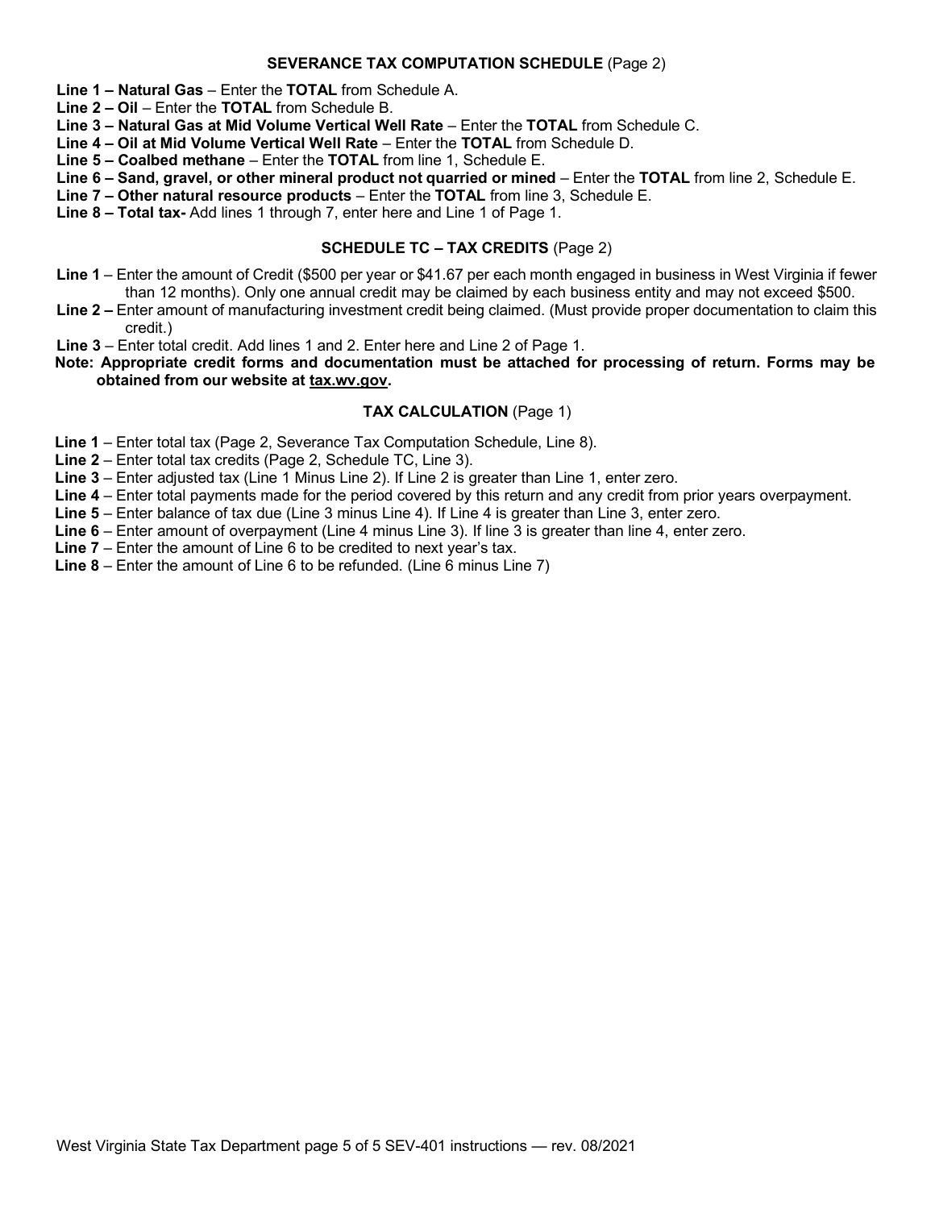### SEVERANCE TAX COMPUTATION SCHEDULE (Page 2)

**Line 1 – Natural Gas** – Enter the **TOTAL** from Schedule A.
**Line 2 – Oil** – Enter the **TOTAL** from Schedule B.
**Line 3 – Natural Gas at Mid Volume Vertical Well Rate** – Enter the **TOTAL** from Schedule C.
**Line 4 – Oil at Mid Volume Vertical Well Rate** – Enter the **TOTAL** from Schedule D.
**Line 5 – Coalbed methane** – Enter the **TOTAL** from line 1, Schedule E.
**Line 6 – Sand, gravel, or other mineral product not quarried or mined** – Enter the **TOTAL** from line 2, Schedule E.
**Line 7 – Other natural resource products** – Enter the **TOTAL** from line 3, Schedule E.
**Line 8 – Total tax-** Add lines 1 through 7, enter here and Line 1 of Page 1.

### SCHEDULE TC – TAX CREDITS (Page 2)

**Line 1** – Enter the amount of Credit ($500 per year or $41.67 per each month engaged in business in West Virginia if fewer than 12 months). Only one annual credit may be claimed by each business entity and may not exceed $500.
**Line 2 –** Enter amount of manufacturing investment credit being claimed. (Must provide proper documentation to claim this credit.)
**Line 3** – Enter total credit. Add lines 1 and 2. Enter here and Line 2 of Page 1.
**Note: Appropriate credit forms and documentation must be attached for processing of return. Forms may be obtained from our website at tax.wv.gov.**

### TAX CALCULATION (Page 1)

**Line 1** – Enter total tax (Page 2, Severance Tax Computation Schedule, Line 8).
**Line 2** – Enter total tax credits (Page 2, Schedule TC, Line 3).
**Line 3** – Enter adjusted tax (Line 1 Minus Line 2). If Line 2 is greater than Line 1, enter zero.
**Line 4** – Enter total payments made for the period covered by this return and any credit from prior years overpayment.
**Line 5** – Enter balance of tax due (Line 3 minus Line 4). If Line 4 is greater than Line 3, enter zero.
**Line 6** – Enter amount of overpayment (Line 4 minus Line 3). If line 3 is greater than line 4, enter zero.
**Line 7** – Enter the amount of Line 6 to be credited to next year's tax.
**Line 8** – Enter the amount of Line 6 to be refunded. (Line 6 minus Line 7)